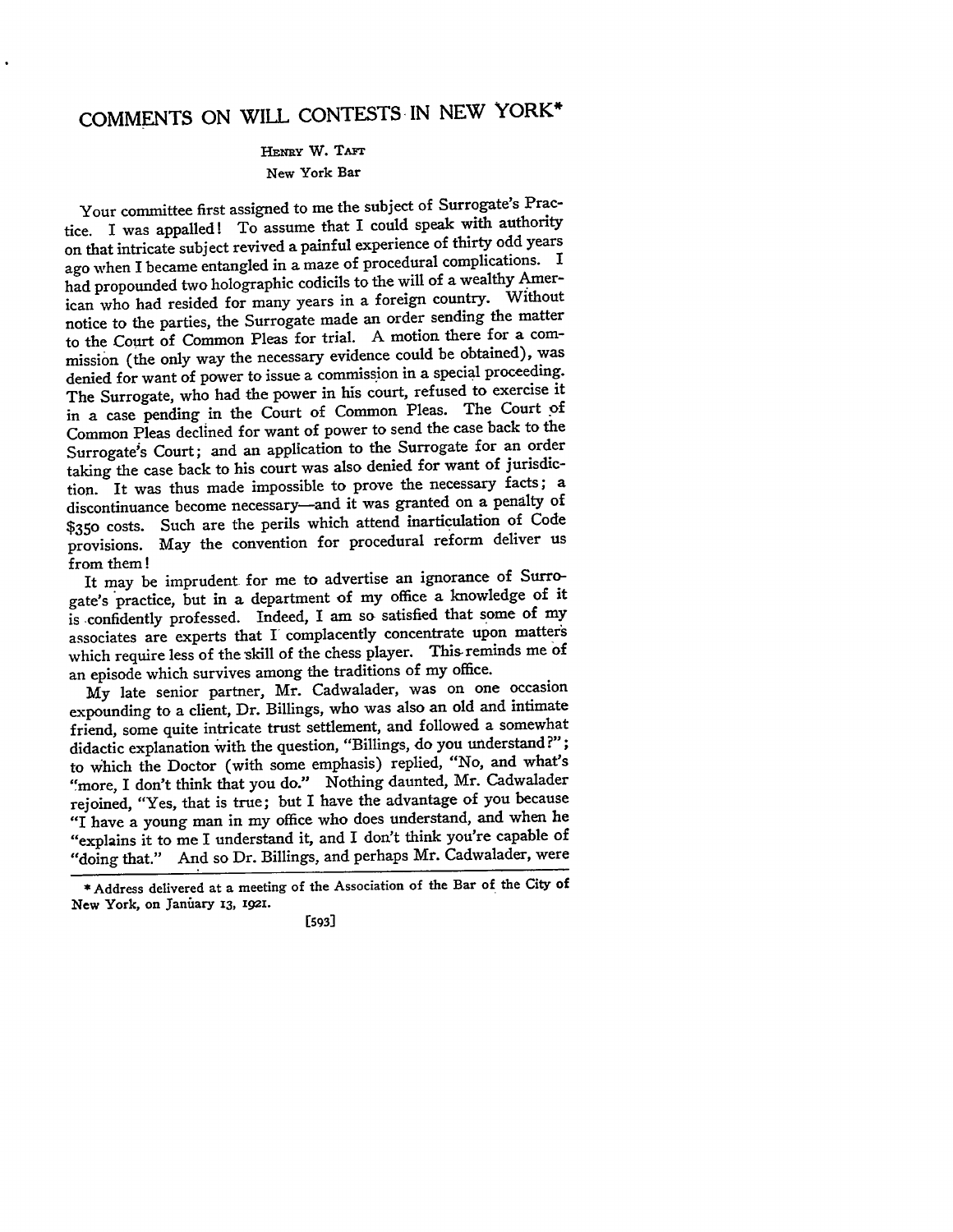# COMMENTS ON WILL CONTESTS IN NEW YORK*

HENRY W. TAFT

New York Bar

Your committee first assigned to me the subject of Surrogate's Practice. I was appalled! To assume that I could speak with authority on that intricate subject revived a painful experience of thirty odd years ago when I became entangled in a maze of procedural complications. I had propounded two holographic codicils to the will of a wealthy American who had resided for many years in a foreign country. Without notice to the parties, the Surrogate made an order sending the matter to the Court of Common Pleas for trial. A motion there for a commission (the only way the necessary evidence could be obtained), was denied for want of power to issue a commission in a special proceeding. The Surrogate, who had the power in his court, refused to exercise it in a case pending in the Court of Common Pleas. The Court of Common Pleas declined for want of power to send the case back to the Surrogate's Court; and an application to the Surrogate for an order taking the case back to his court was also denied for want of jurisdiction. It was thus made impossible to prove the necessary facts; a discontinuance become necessary—and it was granted on a penalty of $350 costs. Such are the perils which attend inarticulation of Code provisions. May the convention for procedural reform deliver us from them!

It may be imprudent for me to advertise an ignorance of Surrogate's practice, but in a department of my office a knowledge of it is confidently professed. Indeed, I am so satisfied that some of my associates are experts that I complacently concentrate upon matters which require less of the skill of the chess player. This reminds me of an episode which survives among the traditions of my office.

My late senior partner, Mr. Cadwalader, was on one occasion expounding to a client, Dr. Billings, who was also an old and intimate friend, some quite intricate trust settlement, and followed a somewhat didactic explanation with the question, "Billings, do you understand?"; to which the Doctor (with some emphasis) replied, "No, and what's "more, I don't think that you do." Nothing daunted, Mr. Cadwalader rejoined, "Yes, that is true; but I have the advantage of you because "I have a young man in my office who does understand, and when he "explains it to me I understand it, and I don't think you're capable of "doing that." And so Dr. Billings, and perhaps Mr. Cadwalader, were

*Address delivered at a meeting of the Association of the Bar of the City of New York, on January 13, 1921.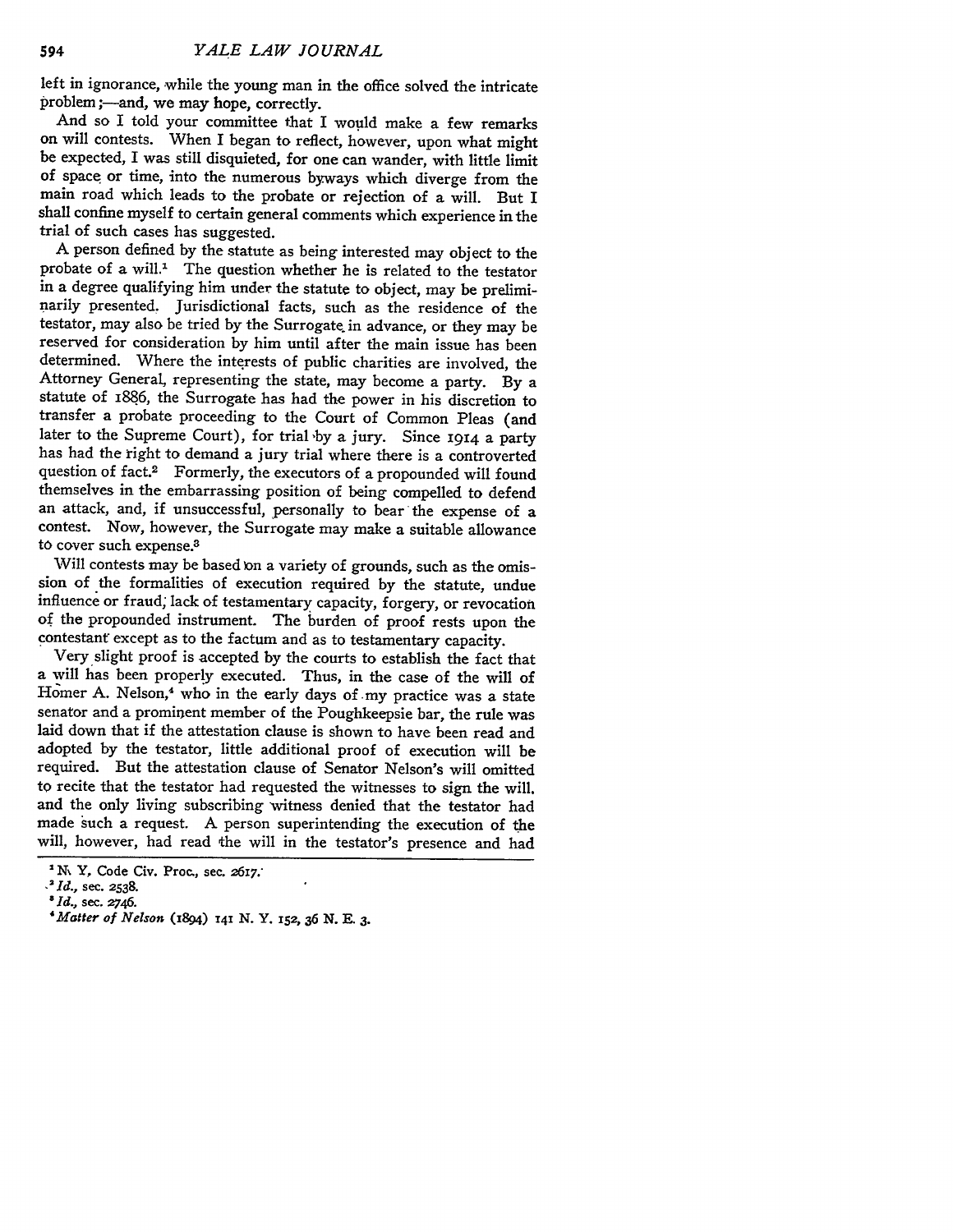left in ignorance, while the young man in the office solved the intricate problem;—and, we may hope, correctly.

And so I told your committee that I would make a few remarks on will contests. When I began to reflect, however, upon what might be expected, I was still disquieted, for one can wander, with little limit of space or time, into the numerous byways which diverge from the main road which leads to the probate or rejection of a will. But I shall confine myself to certain general comments which experience in the trial of such cases has suggested.

A person defined by the statute as being interested may object to the probate of a will.[1] The question whether he is related to the testator in a degree qualifying him under the statute to object, may be preliminarily presented. Jurisdictional facts, such as the residence of the testator, may also be tried by the Surrogate in advance, or they may be reserved for consideration by him until after the main issue has been determined. Where the interests of public charities are involved, the Attorney General, representing the state, may become a party. By a statute of 1886, the Surrogate has had the power in his discretion to transfer a probate proceeding to the Court of Common Pleas (and later to the Supreme Court), for trial by a jury. Since 1914 a party has had the right to demand a jury trial where there is a controverted question of fact.[2] Formerly, the executors of a propounded will found themselves in the embarrassing position of being compelled to defend an attack, and, if unsuccessful, personally to bear the expense of a contest. Now, however, the Surrogate may make a suitable allowance to cover such expense.[3]

Will contests may be based on a variety of grounds, such as the omission of the formalities of execution required by the statute, undue influence or fraud; lack of testamentary capacity, forgery, or revocation of the propounded instrument. The burden of proof rests upon the contestant except as to the factum and as to testamentary capacity.

Very slight proof is accepted by the courts to establish the fact that a will has been properly executed. Thus, in the case of the will of Homer A. Nelson,[4] who in the early days of my practice was a state senator and a prominent member of the Poughkeepsie bar, the rule was laid down that if the attestation clause is shown to have been read and adopted by the testator, little additional proof of execution will be required. But the attestation clause of Senator Nelson's will omitted to recite that the testator had requested the witnesses to sign the will, and the only living subscribing witness denied that the testator had made such a request. A person superintending the execution of the will, however, had read the will in the testator's presence and had

---

[1] N. Y. Code Civ. Proc., sec. 2617.

[2] *Id.*, sec. 2538.

[3] *Id.*, sec. 2746.

[4] *Matter of Nelson* (1894) 141 N. Y. 152, 36 N. E. 3.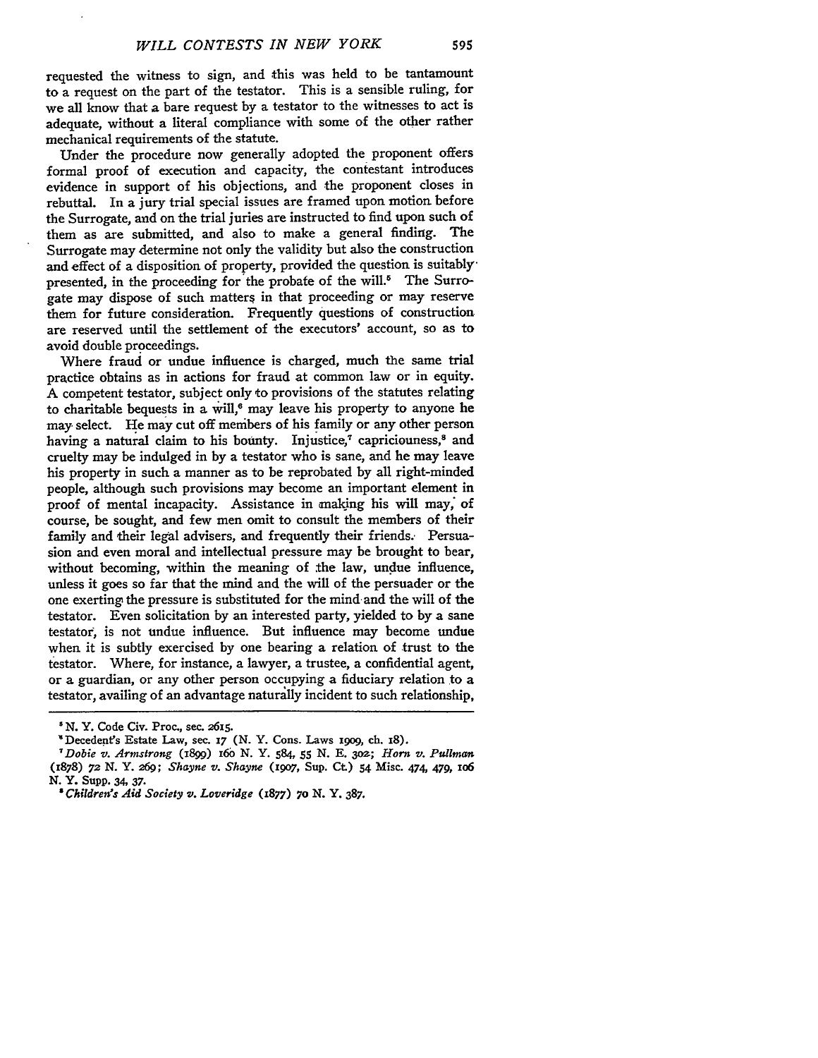requested the witness to sign, and this was held to be tantamount to a request on the part of the testator. This is a sensible ruling, for we all know that a bare request by a testator to the witnesses to act is adequate, without a literal compliance with some of the other rather mechanical requirements of the statute.

Under the procedure now generally adopted the proponent offers formal proof of execution and capacity, the contestant introduces evidence in support of his objections, and the proponent closes in rebuttal. In a jury trial special issues are framed upon motion before the Surrogate, and on the trial juries are instructed to find upon such of them as are submitted, and also to make a general finding. The Surrogate may determine not only the validity but also the construction and effect of a disposition of property, provided the question is suitably presented, in the proceeding for the probate of the will.[5] The Surrogate may dispose of such matters in that proceeding or may reserve them for future consideration. Frequently questions of construction are reserved until the settlement of the executors' account, so as to avoid double proceedings.

Where fraud or undue influence is charged, much the same trial practice obtains as in actions for fraud at common law or in equity. A competent testator, subject only to provisions of the statutes relating to charitable bequests in a will,[6] may leave his property to anyone he may select. He may cut off members of his family or any other person having a natural claim to his bounty. Injustice,[7] capriciousness,[8] and cruelty may be indulged in by a testator who is sane, and he may leave his property in such a manner as to be reprobated by all right-minded people, although such provisions may become an important element in proof of mental incapacity. Assistance in making his will may, of course, be sought, and few men omit to consult the members of their family and their legal advisers, and frequently their friends. Persuasion and even moral and intellectual pressure may be brought to bear, without becoming, within the meaning of the law, undue influence, unless it goes so far that the mind and the will of the persuader or the one exerting the pressure is substituted for the mind and the will of the testator. Even solicitation by an interested party, yielded to by a sane testator, is not undue influence. But influence may become undue when it is subtly exercised by one bearing a relation of trust to the testator. Where, for instance, a lawyer, a trustee, a confidential agent, or a guardian, or any other person occupying a fiduciary relation to a testator, availing of an advantage naturally incident to such relationship,

---

[5] N. Y. Code Civ. Proc., sec. 2615.

[6] Decedent's Estate Law, sec. 17 (N. Y. Cons. Laws 1909, ch. 18).

[7] *Dobie v. Armstrong* (1899) 160 N. Y. 584, 55 N. E. 302; *Horn v. Pullman* (1878) 72 N. Y. 269; *Shayne v. Shayne* (1907, Sup. Ct.) 54 Misc. 474, 479, 106 N. Y. Supp. 34, 37.

[8] *Children's Aid Society v. Loveridge* (1877) 70 N. Y. 387.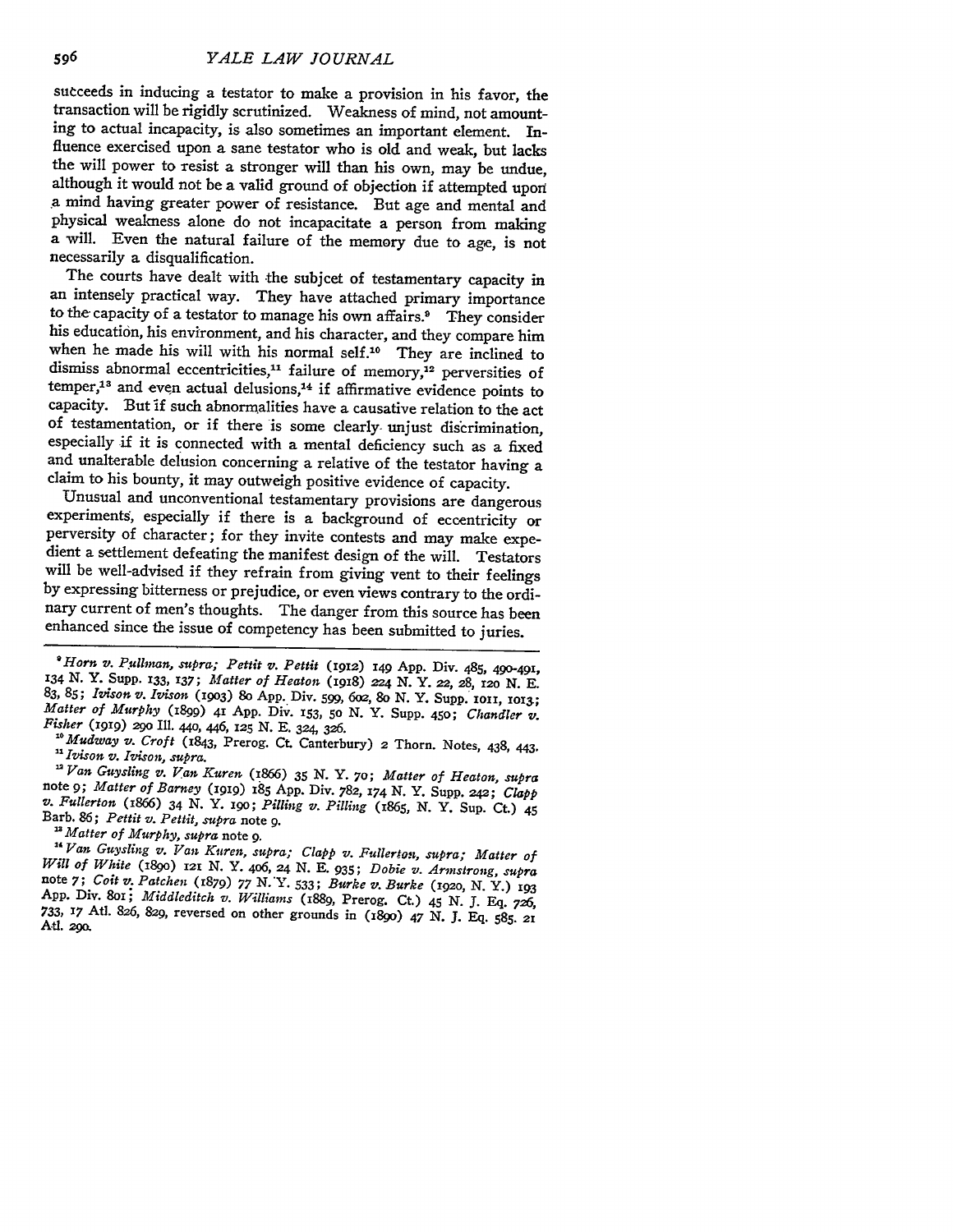succeeds in inducing a testator to make a provision in his favor, the transaction will be rigidly scrutinized. Weakness of mind, not amounting to actual incapacity, is also sometimes an important element. Influence exercised upon a sane testator who is old and weak, but lacks the will power to resist a stronger will than his own, may be undue, although it would not be a valid ground of objection if attempted upon a mind having greater power of resistance. But age and mental and physical weakness alone do not incapacitate a person from making a will. Even the natural failure of the memory due to age, is not necessarily a disqualification.

The courts have dealt with the subjcet of testamentary capacity in an intensely practical way. They have attached primary importance to the capacity of a testator to manage his own affairs.[9] They consider his education, his environment, and his character, and they compare him when he made his will with his normal self.[10] They are inclined to dismiss abnormal eccentricities,[11] failure of memory,[12] perversities of temper,[13] and even actual delusions,[14] if affirmative evidence points to capacity. But if such abnormalities have a causative relation to the act of testamentation, or if there is some clearly unjust discrimination, especially if it is connected with a mental deficiency such as a fixed and unalterable delusion concerning a relative of the testator having a claim to his bounty, it may outweigh positive evidence of capacity.

Unusual and unconventional testamentary provisions are dangerous experiments, especially if there is a background of eccentricity or perversity of character; for they invite contests and may make expedient a settlement defeating the manifest design of the will. Testators will be well-advised if they refrain from giving vent to their feelings by expressing bitterness or prejudice, or even views contrary to the ordinary current of men's thoughts. The danger from this source has been enhanced since the issue of competency has been submitted to juries.

---

[9] *Horn v. Pullman, supra; Pettit v. Pettit* (1912) 149 App. Div. 485, 490-491, 134 N. Y. Supp. 133, 137; *Matter of Heaton* (1918) 224 N. Y. 22, 28, 120 N. E. 83, 85; *Ivison v. Ivison* (1903) 80 App. Div. 599, 602, 80 N. Y. Supp. 1011, 1013; *Matter of Murphy* (1899) 41 App. Div. 153, 50 N. Y. Supp. 450; *Chandler v. Fisher* (1919) 290 Ill. 440, 446, 125 N. E. 324, 326.

[10] *Mudway v. Croft* (1843, Prerog. Ct. Canterbury) 2 Thorn. Notes, 438, 443.

[11] *Ivison v. Ivison, supra.*

[12] *Van Guysling v. Van Kuren* (1866) 35 N. Y. 70; *Matter of Heaton, supra* note 9; *Matter of Barney* (1919) 185 App. Div. 782, 174 N. Y. Supp. 242; *Clapp v. Fullerton* (1866) 34 N. Y. 190; *Pilling v. Pilling* (1865, N. Y. Sup. Ct.) 45 Barb. 86; *Pettit v. Pettit, supra* note 9.

[13] *Matter of Murphy, supra* note 9.

[14] *Van Guysling v. Van Kuren, supra; Clapp v. Fullerton, supra; Matter of Will of White* (1890) 121 N. Y. 406, 24 N. E. 935; *Dobie v. Armstrong, supra* note 7; *Coit v. Patchen* (1879) 77 N. Y. 533; *Burke v. Burke* (1920, N. Y.) 193 App. Div. 801; *Middleditch v. Williams* (1889, Prerog. Ct.) 45 N. J. Eq. 726, 733, 17 Atl. 826, 829, reversed on other grounds in (1890) 47 N. J. Eq. 585. 21 Atl. 290.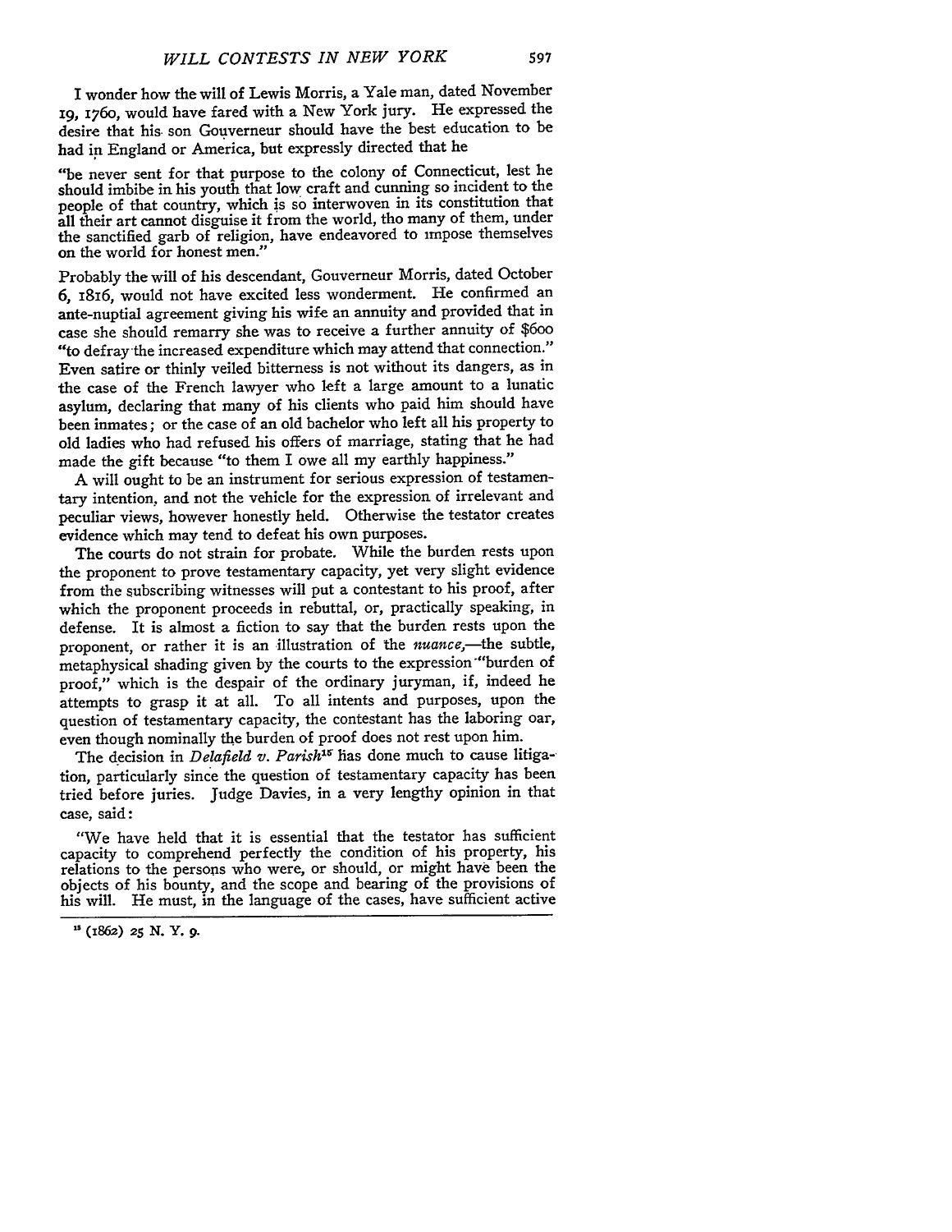I wonder how the will of Lewis Morris, a Yale man, dated November 19, 1760, would have fared with a New York jury. He expressed the desire that his son Gouverneur should have the best education to be had in England or America, but expressly directed that he

> "be never sent for that purpose to the colony of Connecticut, lest he should imbibe in his youth that low craft and cunning so incident to the people of that country, which is so interwoven in its constitution that all their art cannot disguise it from the world, tho many of them, under the sanctified garb of religion, have endeavored to impose themselves on the world for honest men."

Probably the will of his descendant, Gouverneur Morris, dated October 6, 1816, would not have excited less wonderment. He confirmed an ante-nuptial agreement giving his wife an annuity and provided that in case she should remarry she was to receive a further annuity of $600 "to defray the increased expenditure which may attend that connection." Even satire or thinly veiled bitterness is not without its dangers, as in the case of the French lawyer who left a large amount to a lunatic asylum, declaring that many of his clients who paid him should have been inmates; or the case of an old bachelor who left all his property to old ladies who had refused his offers of marriage, stating that he had made the gift because "to them I owe all my earthly happiness."

A will ought to be an instrument for serious expression of testamentary intention, and not the vehicle for the expression of irrelevant and peculiar views, however honestly held. Otherwise the testator creates evidence which may tend to defeat his own purposes.

The courts do not strain for probate. While the burden rests upon the proponent to prove testamentary capacity, yet very slight evidence from the subscribing witnesses will put a contestant to his proof, after which the proponent proceeds in rebuttal, or, practically speaking, in defense. It is almost a fiction to say that the burden rests upon the proponent, or rather it is an illustration of the *nuance*,—the subtle, metaphysical shading given by the courts to the expression "burden of proof," which is the despair of the ordinary juryman, if, indeed he attempts to grasp it at all. To all intents and purposes, upon the question of testamentary capacity, the contestant has the laboring oar, even though nominally the burden of proof does not rest upon him.

The decision in *Delafield v. Parish*[15] has done much to cause litigation, particularly since the question of testamentary capacity has been tried before juries. Judge Davies, in a very lengthy opinion in that case, said:

> "We have held that it is essential that the testator has sufficient capacity to comprehend perfectly the condition of his property, his relations to the persons who were, or should, or might have been the objects of his bounty, and the scope and bearing of the provisions of his will. He must, in the language of the cases, have sufficient active

[15] (1862) 25 N. Y. 9.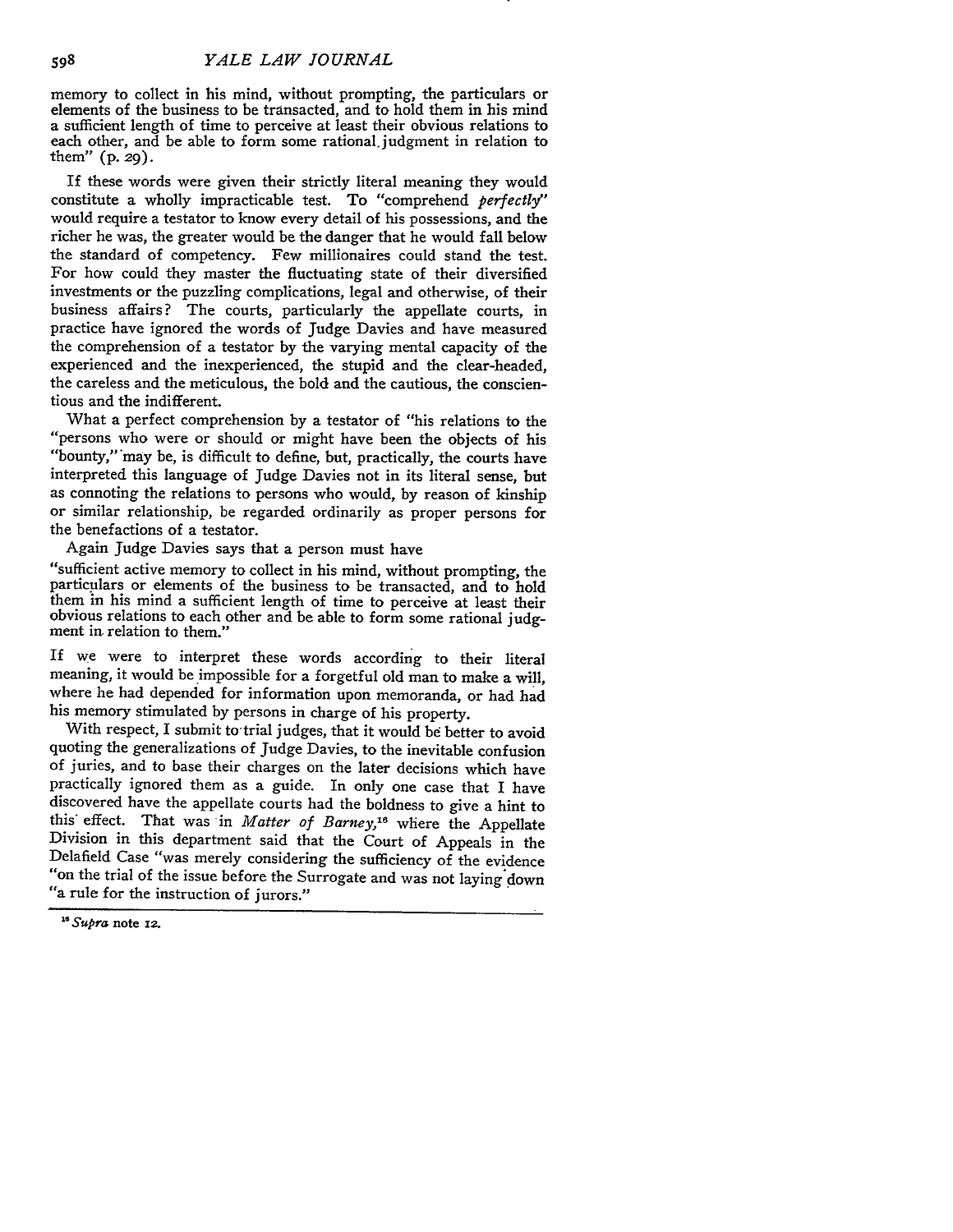memory to collect in his mind, without prompting, the particulars or elements of the business to be transacted, and to hold them in his mind a sufficient length of time to perceive at least their obvious relations to each other, and be able to form some rational judgment in relation to them" (p. 29).

If these words were given their strictly literal meaning they would constitute a wholly impracticable test. To "comprehend *perfectly*" would require a testator to know every detail of his possessions, and the richer he was, the greater would be the danger that he would fall below the standard of competency. Few millionaires could stand the test. For how could they master the fluctuating state of their diversified investments or the puzzling complications, legal and otherwise, of their business affairs? The courts, particularly the appellate courts, in practice have ignored the words of Judge Davies and have measured the comprehension of a testator by the varying mental capacity of the experienced and the inexperienced, the stupid and the clear-headed, the careless and the meticulous, the bold and the cautious, the conscientious and the indifferent.

What a perfect comprehension by a testator of "his relations to the "persons who were or should or might have been the objects of his "bounty," may be, is difficult to define, but, practically, the courts have interpreted this language of Judge Davies not in its literal sense, but as connoting the relations to persons who would, by reason of kinship or similar relationship, be regarded ordinarily as proper persons for the benefactions of a testator.

Again Judge Davies says that a person must have

"sufficient active memory to collect in his mind, without prompting, the particulars or elements of the business to be transacted, and to hold them in his mind a sufficient length of time to perceive at least their obvious relations to each other and be able to form some rational judgment in relation to them."

If we were to interpret these words according to their literal meaning, it would be impossible for a forgetful old man to make a will, where he had depended for information upon memoranda, or had had his memory stimulated by persons in charge of his property.

With respect, I submit to trial judges, that it would be better to avoid quoting the generalizations of Judge Davies, to the inevitable confusion of juries, and to base their charges on the later decisions which have practically ignored them as a guide. In only one case that I have discovered have the appellate courts had the boldness to give a hint to this effect. That was in *Matter of Barney*,[16] where the Appellate Division in this department said that the Court of Appeals in the Delafield Case "was merely considering the sufficiency of the evidence "on the trial of the issue before the Surrogate and was not laying down "a rule for the instruction of jurors."

---

[16] *Supra* note 12.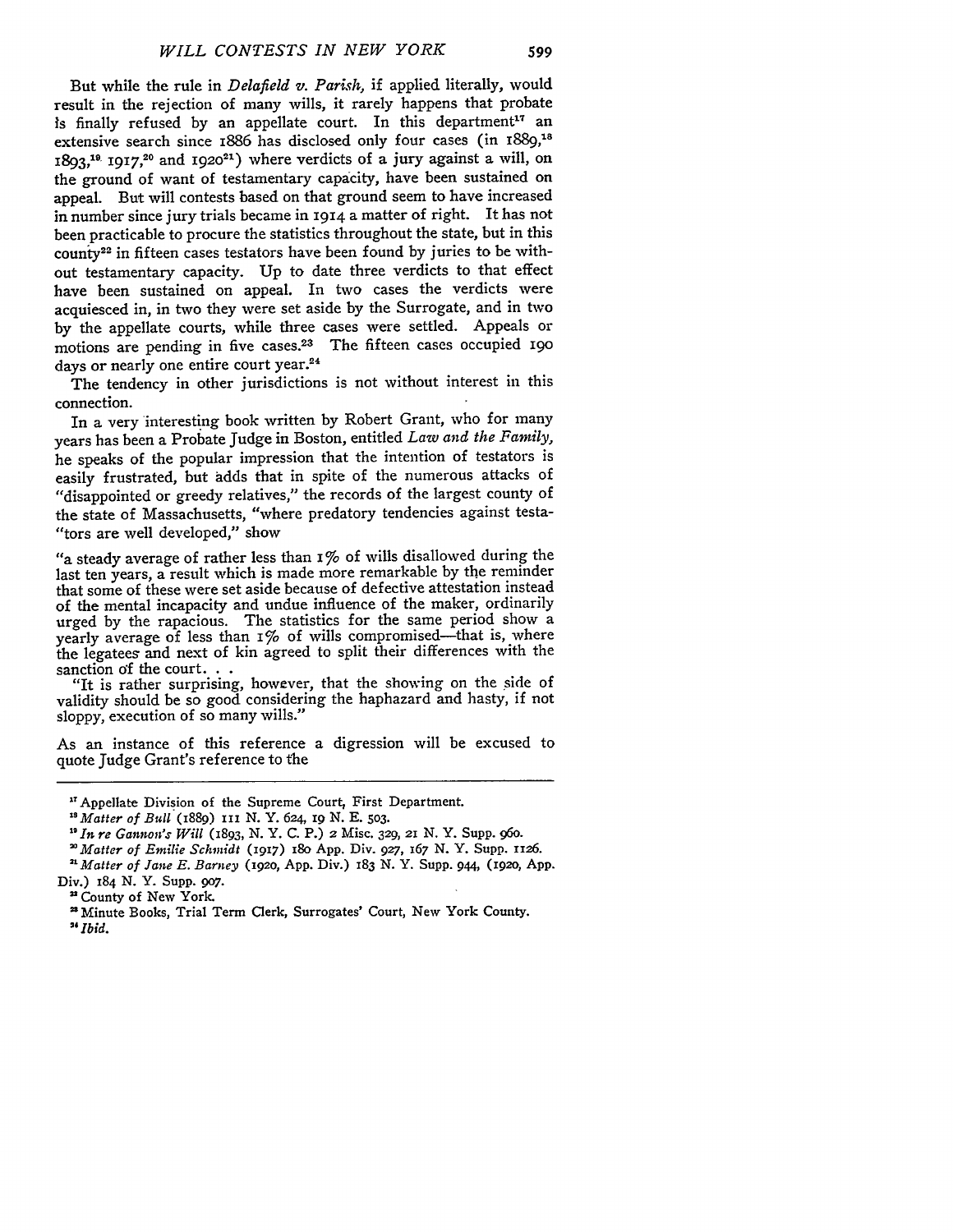But while the rule in *Delafield v. Parish,* if applied literally, would result in the rejection of many wills, it rarely happens that probate is finally refused by an appellate court. In this department[17] an extensive search since 1886 has disclosed only four cases (in 1889,[18] 1893,[19] 1917,[20] and 1920[21]) where verdicts of a jury against a will, on the ground of want of testamentary capacity, have been sustained on appeal. But will contests based on that ground seem to have increased in number since jury trials became in 1914 a matter of right. It has not been practicable to procure the statistics throughout the state, but in this county[22] in fifteen cases testators have been found by juries to be without testamentary capacity. Up to date three verdicts to that effect have been sustained on appeal. In two cases the verdicts were acquiesced in, in two they were set aside by the Surrogate, and in two by the appellate courts, while three cases were settled. Appeals or motions are pending in five cases.[23] The fifteen cases occupied 190 days or nearly one entire court year.[24]

The tendency in other jurisdictions is not without interest in this connection.

In a very interesting book written by Robert Grant, who for many years has been a Probate Judge in Boston, entitled *Law and the Family,* he speaks of the popular impression that the intention of testators is easily frustrated, but adds that in spite of the numerous attacks of "disappointed or greedy relatives," the records of the largest county of the state of Massachusetts, "where predatory tendencies against testators are well developed," show

"a steady average of rather less than 1% of wills disallowed during the last ten years, a result which is made more remarkable by the reminder that some of these were set aside because of defective attestation instead of the mental incapacity and undue influence of the maker, ordinarily urged by the rapacious. The statistics for the same period show a yearly average of less than 1% of wills compromised—that is, where the legatees and next of kin agreed to split their differences with the sanction of the court. . .

"It is rather surprising, however, that the showing on the side of validity should be so good considering the haphazard and hasty, if not sloppy, execution of so many wills."

As an instance of this reference a digression will be excused to quote Judge Grant's reference to the

---

[17] Appellate Division of the Supreme Court, First Department.

[18] *Matter of Bull* (1889) 111 N. Y. 624, 19 N. E. 503.

[19] *In re Gannon's Will* (1893, N. Y. C. P.) 2 Misc. 329, 21 N. Y. Supp. 960.

[20] *Matter of Emilie Schmidt* (1917) 180 App. Div. 927, 167 N. Y. Supp. 1126.

[21] *Matter of Jane E. Barney* (1920, App. Div.) 183 N. Y. Supp. 944, (1920, App. Div.) 184 N. Y. Supp. 907.

[22] County of New York.

[23] Minute Books, Trial Term Clerk, Surrogates' Court, New York County.

[24] *Ibid.*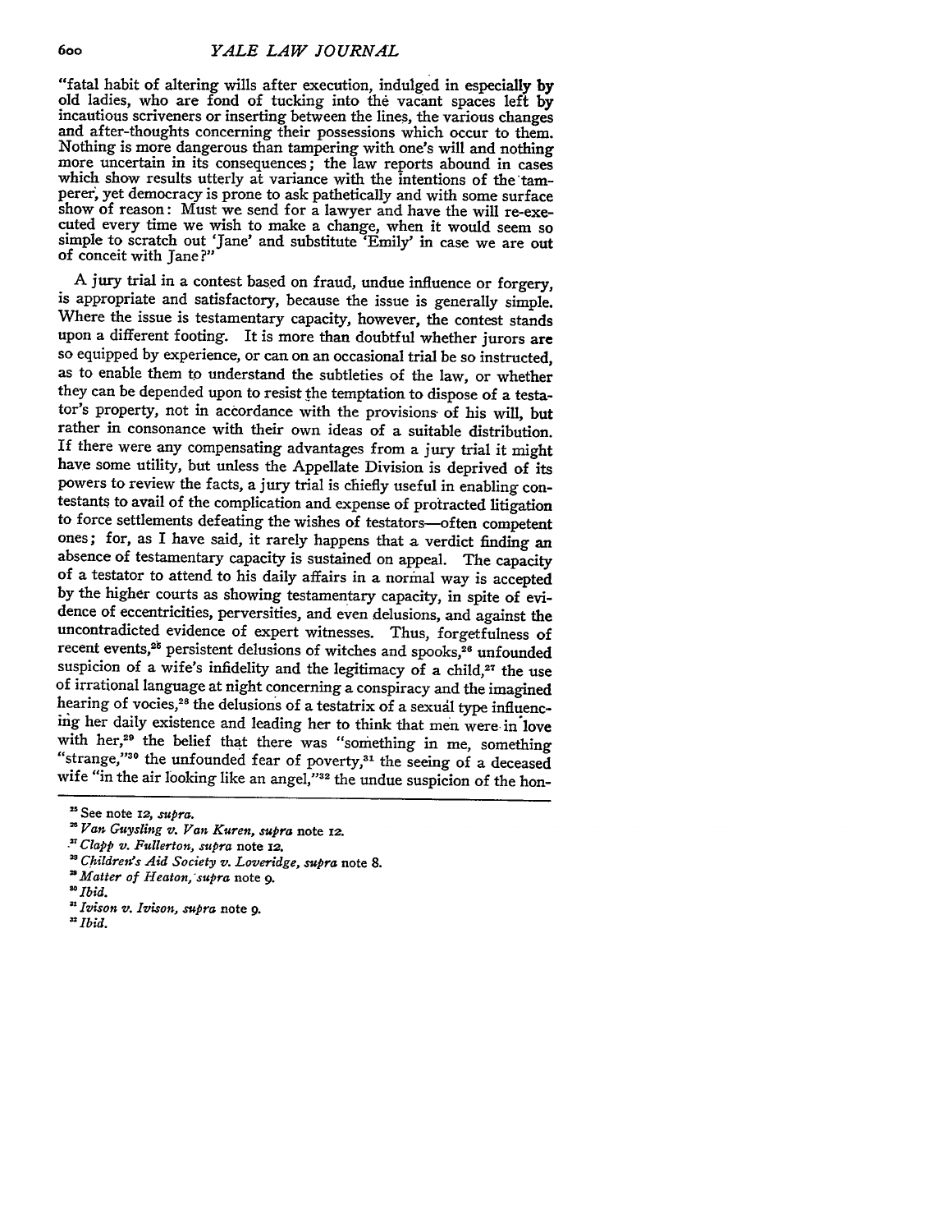"fatal habit of altering wills after execution, indulged in especially by old ladies, who are fond of tucking into the vacant spaces left by incautious scriveners or inserting between the lines, the various changes and after-thoughts concerning their possessions which occur to them. Nothing is more dangerous than tampering with one's will and nothing more uncertain in its consequences; the law reports abound in cases which show results utterly at variance with the intentions of the tamperer, yet democracy is prone to ask pathetically and with some surface show of reason: Must we send for a lawyer and have the will re-executed every time we wish to make a change, when it would seem so simple to scratch out 'Jane' and substitute 'Emily' in case we are out of conceit with Jane?"

A jury trial in a contest based on fraud, undue influence or forgery, is appropriate and satisfactory, because the issue is generally simple. Where the issue is testamentary capacity, however, the contest stands upon a different footing. It is more than doubtful whether jurors are so equipped by experience, or can on an occasional trial be so instructed, as to enable them to understand the subtleties of the law, or whether they can be depended upon to resist the temptation to dispose of a testator's property, not in accordance with the provisions of his will, but rather in consonance with their own ideas of a suitable distribution. If there were any compensating advantages from a jury trial it might have some utility, but unless the Appellate Division is deprived of its powers to review the facts, a jury trial is chiefly useful in enabling contestants to avail of the complication and expense of protracted litigation to force settlements defeating the wishes of testators—often competent ones; for, as I have said, it rarely happens that a verdict finding an absence of testamentary capacity is sustained on appeal. The capacity of a testator to attend to his daily affairs in a normal way is accepted by the higher courts as showing testamentary capacity, in spite of evidence of eccentricities, perversities, and even delusions, and against the uncontradicted evidence of expert witnesses. Thus, forgetfulness of recent events,[25] persistent delusions of witches and spooks,[26] unfounded suspicion of a wife's infidelity and the legitimacy of a child,[27] the use of irrational language at night concerning a conspiracy and the imagined hearing of vocies,[28] the delusions of a testatrix of a sexual type influencing her daily existence and leading her to think that men were in love with her,[29] the belief that there was "something in me, something 'strange,'"[30] the unfounded fear of poverty,[31] the seeing of a deceased wife "in the air looking like an angel,"[32] the undue suspicion of the hon-

---

[25] See note 12, *supra*.

[26] *Van Guysling v. Van Kuren, supra* note 12.

[27] *Clapp v. Fullerton, supra* note 12.

[28] *Children's Aid Society v. Loveridge, supra* note 8.

[29] *Matter of Heaton, supra* note 9.

[30] *Ibid.*

[31] *Ivison v. Ivison, supra* note 9.

[32] *Ibid.*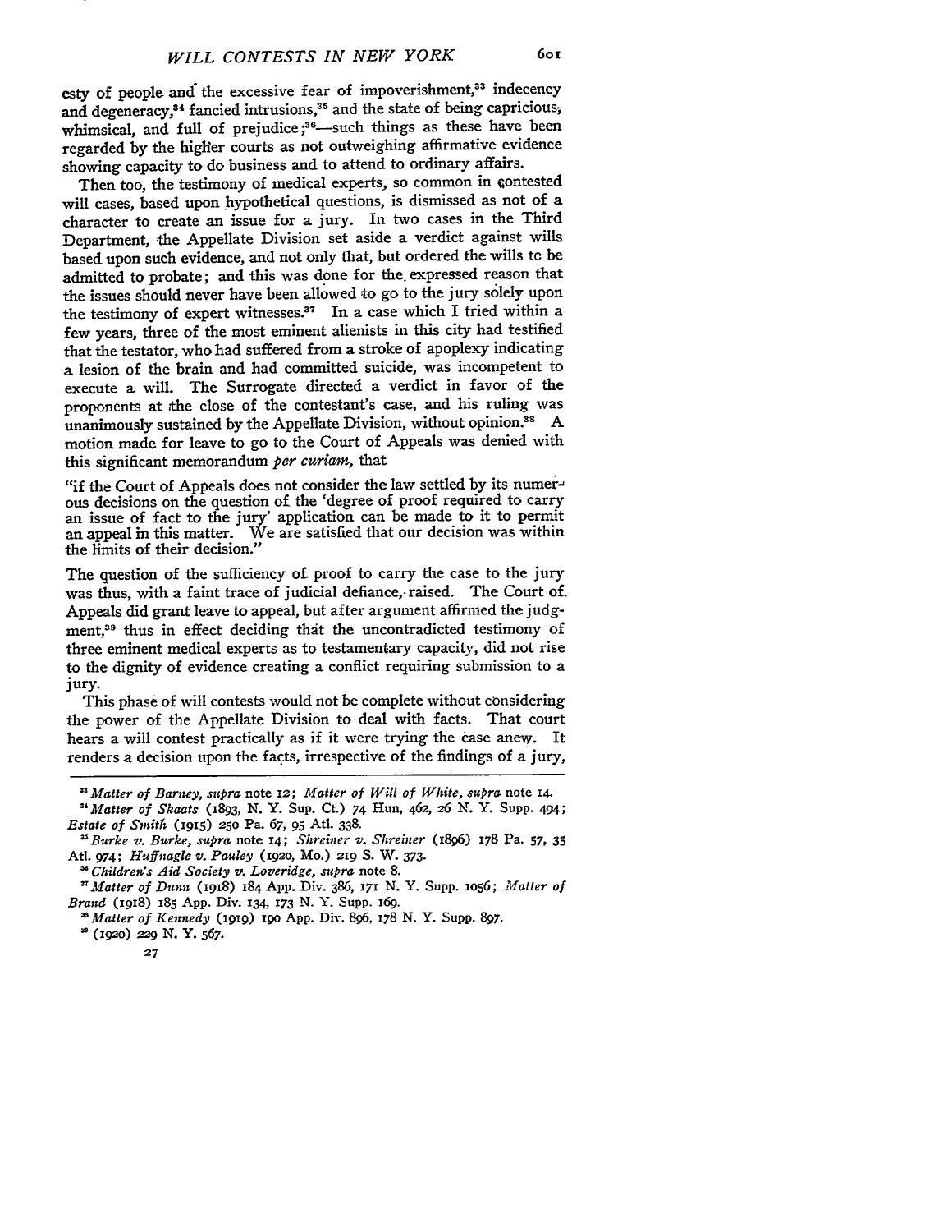esty of people and the excessive fear of impoverishment,[33] indecency and degeneracy,[34] fancied intrusions,[35] and the state of being capricious, whimsical, and full of prejudice;[36]—such things as these have been regarded by the higher courts as not outweighing affirmative evidence showing capacity to do business and to attend to ordinary affairs.

Then too, the testimony of medical experts, so common in contested will cases, based upon hypothetical questions, is dismissed as not of a character to create an issue for a jury. In two cases in the Third Department, the Appellate Division set aside a verdict against wills based upon such evidence, and not only that, but ordered the wills to be admitted to probate; and this was done for the expressed reason that the issues should never have been allowed to go to the jury solely upon the testimony of expert witnesses.[37] In a case which I tried within a few years, three of the most eminent alienists in this city had testified that the testator, who had suffered from a stroke of apoplexy indicating a lesion of the brain and had committed suicide, was incompetent to execute a will. The Surrogate directed a verdict in favor of the proponents at the close of the contestant's case, and his ruling was unanimously sustained by the Appellate Division, without opinion.[38] A motion made for leave to go to the Court of Appeals was denied with this significant memorandum *per curiam,* that

"if the Court of Appeals does not consider the law settled by its numerous decisions on the question of the 'degree of proof required to carry an issue of fact to the jury' application can be made to it to permit an appeal in this matter. We are satisfied that our decision was within the limits of their decision."

The question of the sufficiency of proof to carry the case to the jury was thus, with a faint trace of judicial defiance, raised. The Court of Appeals did grant leave to appeal, but after argument affirmed the judgment,[39] thus in effect deciding that the uncontradicted testimony of three eminent medical experts as to testamentary capacity, did not rise to the dignity of evidence creating a conflict requiring submission to a jury.

This phase of will contests would not be complete without considering the power of the Appellate Division to deal with facts. That court hears a will contest practically as if it were trying the case anew. It renders a decision upon the facts, irrespective of the findings of a jury,

---

[33] *Matter of Barney, supra* note 12; *Matter of Will of White, supra* note 14.

[34] *Matter of Skaats* (1893, N. Y. Sup. Ct.) 74 Hun, 462, 26 N. Y. Supp. 494; *Estate of Smith* (1915) 250 Pa. 67, 95 Atl. 338.

[35] *Burke v. Burke, supra* note 14; *Shreiner v. Shreiner* (1896) 178 Pa. 57, 35 Atl. 974; *Huffnagle v. Pauley* (1920, Mo.) 219 S. W. 373.

[36] *Children's Aid Society v. Loveridge, supra* note 8.

[37] *Matter of Dunn* (1918) 184 App. Div. 386, 171 N. Y. Supp. 1056; *Matter of Brand* (1918) 185 App. Div. 134, 173 N. Y. Supp. 169.

[38] *Matter of Kennedy* (1919) 190 App. Div. 896, 178 N. Y. Supp. 897.

[39] (1920) 229 N. Y. 567.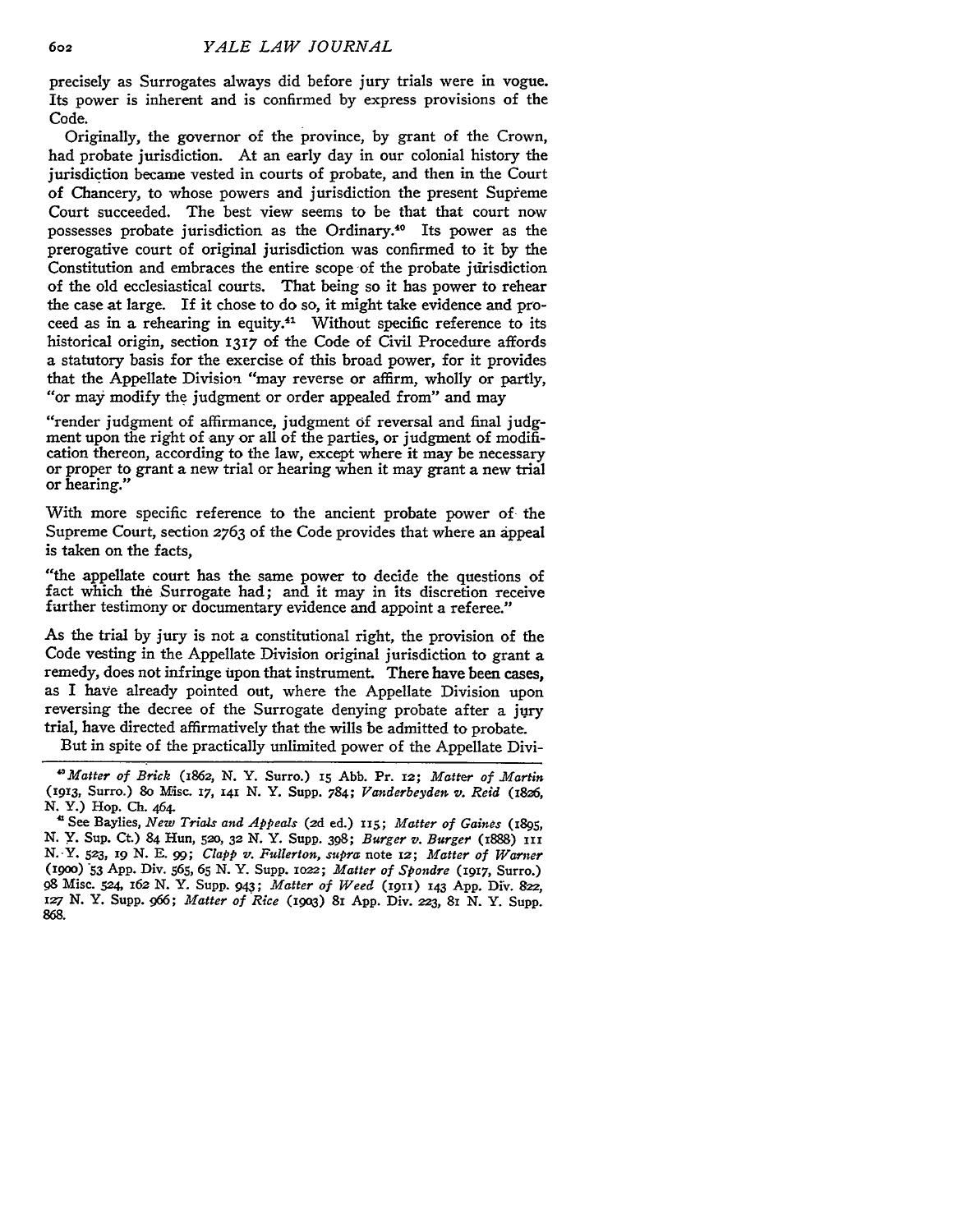precisely as Surrogates always did before jury trials were in vogue. Its power is inherent and is confirmed by express provisions of the Code.

Originally, the governor of the province, by grant of the Crown, had probate jurisdiction. At an early day in our colonial history the jurisdiction became vested in courts of probate, and then in the Court of Chancery, to whose powers and jurisdiction the present Supreme Court succeeded. The best view seems to be that that court now possesses probate jurisdiction as the Ordinary.[40] Its power as the prerogative court of original jurisdiction was confirmed to it by the Constitution and embraces the entire scope of the probate jurisdiction of the old ecclesiastical courts. That being so it has power to rehear the case at large. If it chose to do so, it might take evidence and proceed as in a rehearing in equity.[41] Without specific reference to its historical origin, section 1317 of the Code of Civil Procedure affords a statutory basis for the exercise of this broad power, for it provides that the Appellate Division "may reverse or affirm, wholly or partly, "or may modify the judgment or order appealed from" and may

> "render judgment of affirmance, judgment of reversal and final judgment upon the right of any or all of the parties, or judgment of modification thereon, according to the law, except where it may be necessary or proper to grant a new trial or hearing when it may grant a new trial or hearing."

With more specific reference to the ancient probate power of the Supreme Court, section 2763 of the Code provides that where an appeal is taken on the facts,

> "the appellate court has the same power to decide the questions of fact which the Surrogate had; and it may in its discretion receive further testimony or documentary evidence and appoint a referee."

As the trial by jury is not a constitutional right, the provision of the Code vesting in the Appellate Division original jurisdiction to grant a remedy, does not infringe upon that instrument. There have been cases, as I have already pointed out, where the Appellate Division upon reversing the decree of the Surrogate denying probate after a jury trial, have directed affirmatively that the wills be admitted to probate.

But in spite of the practically unlimited power of the Appellate Divi-

---

[40] *Matter of Brick* (1862, N. Y. Surro.) 15 Abb. Pr. 12; *Matter of Martin* (1913, Surro.) 80 Misc. 17, 141 N. Y. Supp. 784; *Vanderbeyden v. Reid* (1826, N. Y.) Hop. Ch. 464.

[41] See Baylies, *New Trials and Appeals* (2d ed.) 115; *Matter of Gaines* (1895, N. Y. Sup. Ct.) 84 Hun, 520, 32 N. Y. Supp. 398; *Burger v. Burger* (1888) 111 N. Y. 523, 19 N. E. 99; *Clapp v. Fullerton, supra* note 12; *Matter of Warner* (1900) 53 App. Div. 565, 65 N. Y. Supp. 1022; *Matter of Spondre* (1917, Surro.) 98 Misc. 524, 162 N. Y. Supp. 943; *Matter of Weed* (1911) 143 App. Div. 822, 127 N. Y. Supp. 966; *Matter of Rice* (1903) 81 App. Div. 223, 81 N. Y. Supp. 868.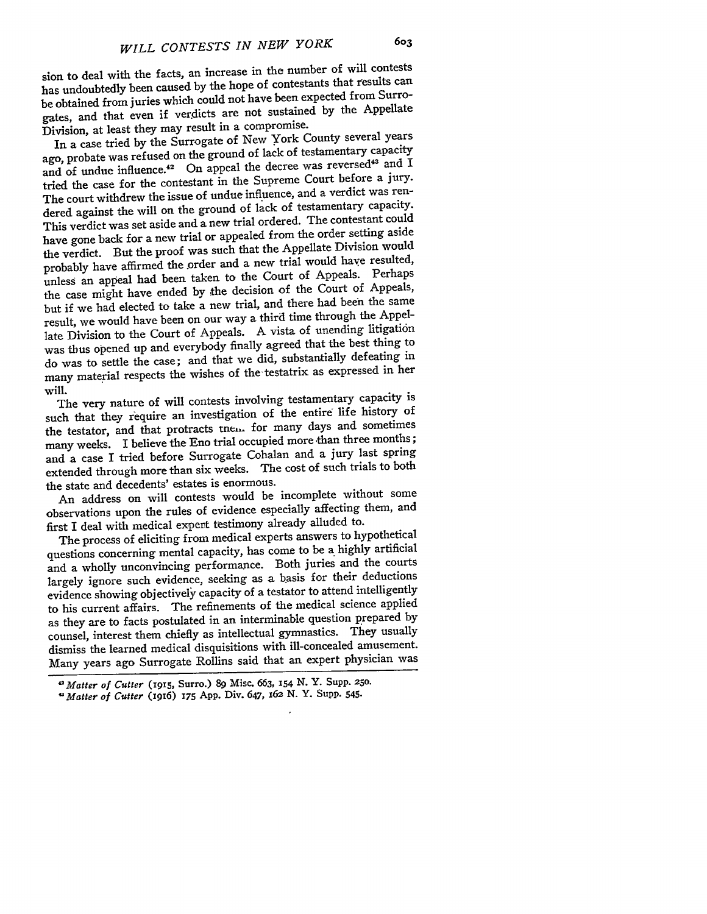sion to deal with the facts, an increase in the number of will contests has undoubtedly been caused by the hope of contestants that results can be obtained from juries which could not have been expected from Surrogates, and that even if verdicts are not sustained by the Appellate Division, at least they may result in a compromise.

In a case tried by the Surrogate of New York County several years ago, probate was refused on the ground of lack of testamentary capacity and of undue influence.[42] On appeal the decree was reversed[43] and I tried the case for the contestant in the Supreme Court before a jury. The court withdrew the issue of undue influence, and a verdict was rendered against the will on the ground of lack of testamentary capacity. This verdict was set aside and a new trial ordered. The contestant could have gone back for a new trial or appealed from the order setting aside the verdict. But the proof was such that the Appellate Division would probably have affirmed the order and a new trial would have resulted, unless an appeal had been taken to the Court of Appeals. Perhaps the case might have ended by the decision of the Court of Appeals, but if we had elected to take a new trial, and there had been the same result, we would have been on our way a third time through the Appellate Division to the Court of Appeals. A vista of unending litigation was thus opened up and everybody finally agreed that the best thing to do was to settle the case; and that we did, substantially defeating in many material respects the wishes of the testatrix as expressed in her will.

The very nature of will contests involving testamentary capacity is such that they require an investigation of the entire life history of the testator, and that protracts them for many days and sometimes many weeks. I believe the Eno trial occupied more than three months; and a case I tried before Surrogate Cohalan and a jury last spring extended through more than six weeks. The cost of such trials to both the state and decedents' estates is enormous.

An address on will contests would be incomplete without some observations upon the rules of evidence especially affecting them, and first I deal with medical expert testimony already alluded to.

The process of eliciting from medical experts answers to hypothetical questions concerning mental capacity, has come to be a highly artificial and a wholly unconvincing performance. Both juries and the courts largely ignore such evidence, seeking as a basis for their deductions evidence showing objectively capacity of a testator to attend intelligently to his current affairs. The refinements of the medical science applied as they are to facts postulated in an interminable question prepared by counsel, interest them chiefly as intellectual gymnastics. They usually dismiss the learned medical disquisitions with ill-concealed amusement. Many years ago Surrogate Rollins said that an expert physician was

---

[42] *Matter of Cutter* (1915, Surro.) 89 Misc. 663, 154 N. Y. Supp. 250.

[43] *Matter of Cutter* (1916) 175 App. Div. 647, 162 N. Y. Supp. 545.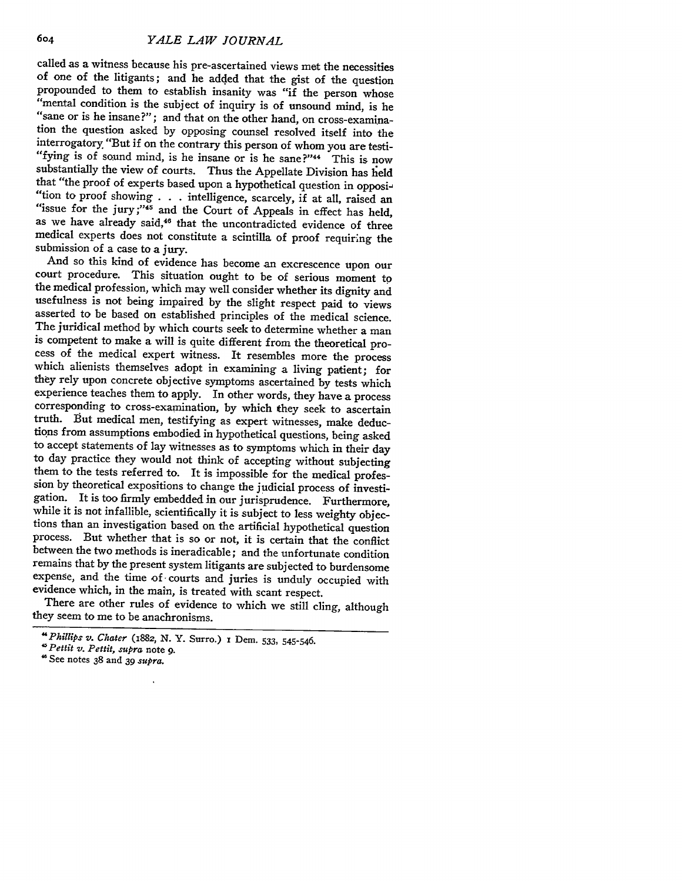called as a witness because his pre-ascertained views met the necessities of one of the litigants; and he added that the gist of the question propounded to them to establish insanity was "if the person whose "mental condition is the subject of inquiry is of unsound mind, is he "sane or is he insane?"; and that on the other hand, on cross-examination the question asked by opposing counsel resolved itself into the interrogatory "But if on the contrary this person of whom you are testi- "fying is of sound mind, is he insane or is he sane?"[44] This is now substantially the view of courts. Thus the Appellate Division has held that "the proof of experts based upon a hypothetical question in opposi- "tion to proof showing . . . intelligence, scarcely, if at all, raised an "issue for the jury;"[45] and the Court of Appeals in effect has held, as we have already said,[46] that the uncontradicted evidence of three medical experts does not constitute a scintilla of proof requiring the submission of a case to a jury.

And so this kind of evidence has become an excrescence upon our court procedure. This situation ought to be of serious moment to the medical profession, which may well consider whether its dignity and usefulness is not being impaired by the slight respect paid to views asserted to be based on established principles of the medical science. The juridical method by which courts seek to determine whether a man is competent to make a will is quite different from the theoretical process of the medical expert witness. It resembles more the process which alienists themselves adopt in examining a living patient; for they rely upon concrete objective symptoms ascertained by tests which experience teaches them to apply. In other words, they have a process corresponding to cross-examination, by which they seek to ascertain truth. But medical men, testifying as expert witnesses, make deductions from assumptions embodied in hypothetical questions, being asked to accept statements of lay witnesses as to symptoms which in their day to day practice they would not think of accepting without subjecting them to the tests referred to. It is impossible for the medical profession by theoretical expositions to change the judicial process of investigation. It is too firmly embedded in our jurisprudence. Furthermore, while it is not infallible, scientifically it is subject to less weighty objections than an investigation based on the artificial hypothetical question process. But whether that is so or not, it is certain that the conflict between the two methods is ineradicable; and the unfortunate condition remains that by the present system litigants are subjected to burdensome expense, and the time of courts and juries is unduly occupied with evidence which, in the main, is treated with scant respect.

There are other rules of evidence to which we still cling, although they seem to me to be anachronisms.

---

[44] *Phillips v. Chater* (1882, N. Y. Surro.) 1 Dem. 533, 545-546.

[45] *Pettit v. Pettit*, *supra* note 9.

[46] See notes 38 and 39 *supra*.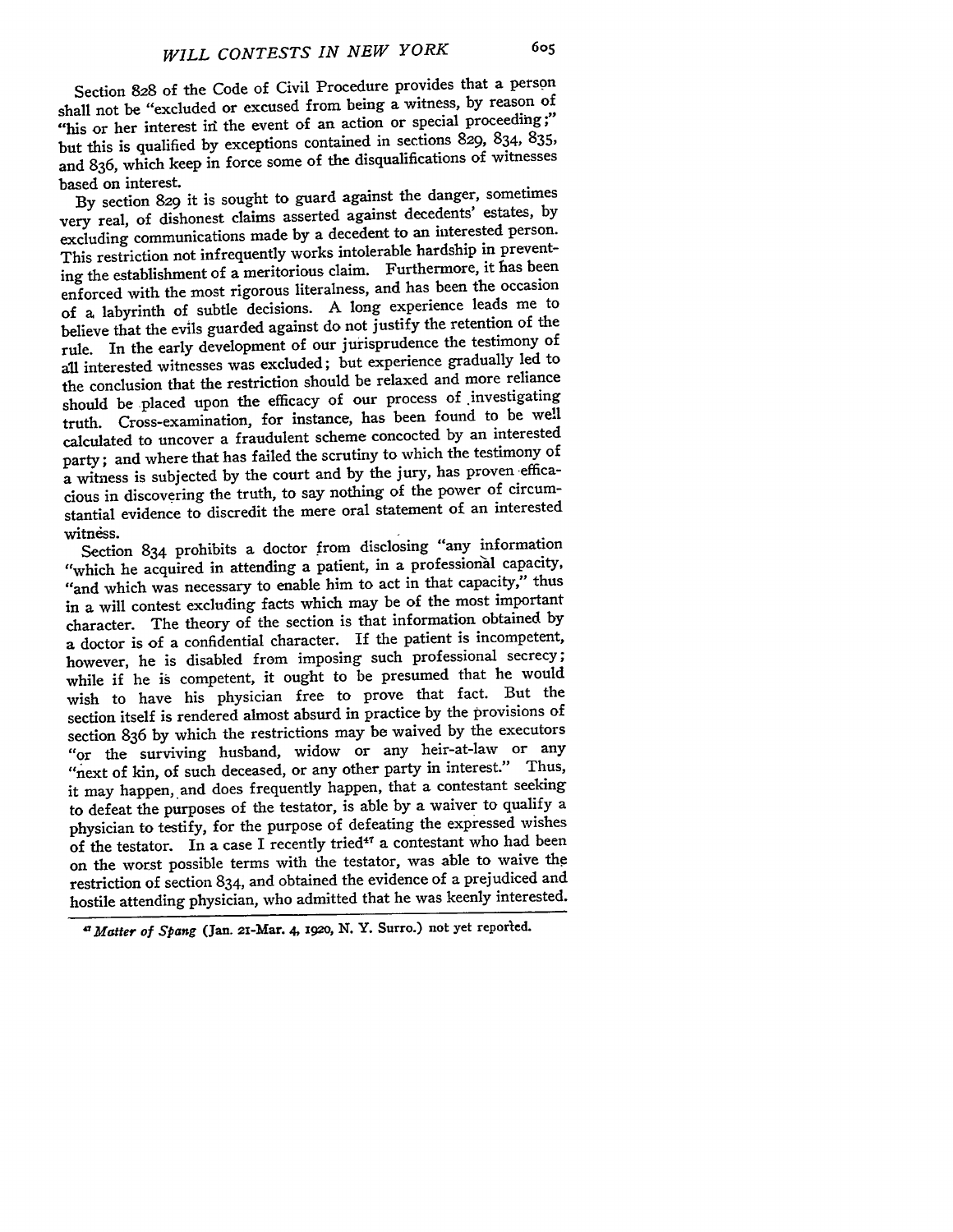Section 828 of the Code of Civil Procedure provides that a person shall not be "excluded or excused from being a witness, by reason of "his or her interest in the event of an action or special proceeding;" but this is qualified by exceptions contained in sections 829, 834, 835, and 836, which keep in force some of the disqualifications of witnesses based on interest.

By section 829 it is sought to guard against the danger, sometimes very real, of dishonest claims asserted against decedents' estates, by excluding communications made by a decedent to an interested person. This restriction not infrequently works intolerable hardship in preventing the establishment of a meritorious claim. Furthermore, it has been enforced with the most rigorous literalness, and has been the occasion of a labyrinth of subtle decisions. A long experience leads me to believe that the evils guarded against do not justify the retention of the rule. In the early development of our jurisprudence the testimony of all interested witnesses was excluded; but experience gradually led to the conclusion that the restriction should be relaxed and more reliance should be placed upon the efficacy of our process of investigating truth. Cross-examination, for instance, has been found to be well calculated to uncover a fraudulent scheme concocted by an interested party; and where that has failed the scrutiny to which the testimony of a witness is subjected by the court and by the jury, has proven efficacious in discovering the truth, to say nothing of the power of circumstantial evidence to discredit the mere oral statement of an interested witness.

Section 834 prohibits a doctor from disclosing "any information "which he acquired in attending a patient, in a professional capacity, "and which was necessary to enable him to act in that capacity," thus in a will contest excluding facts which may be of the most important character. The theory of the section is that information obtained by a doctor is of a confidential character. If the patient is incompetent, however, he is disabled from imposing such professional secrecy; while if he is competent, it ought to be presumed that he would wish to have his physician free to prove that fact. But the section itself is rendered almost absurd in practice by the provisions of section 836 by which the restrictions may be waived by the executors "or the surviving husband, widow or any heir-at-law or any "next of kin, of such deceased, or any other party in interest." Thus, it may happen, and does frequently happen, that a contestant seeking to defeat the purposes of the testator, is able by a waiver to qualify a physician to testify, for the purpose of defeating the expressed wishes of the testator. In a case I recently tried[47] a contestant who had been on the worst possible terms with the testator, was able to waive the restriction of section 834, and obtained the evidence of a prejudiced and hostile attending physician, who admitted that he was keenly interested.

[47] *Matter of Spang* (Jan. 21-Mar. 4, 1920, N. Y. Surro.) not yet reported.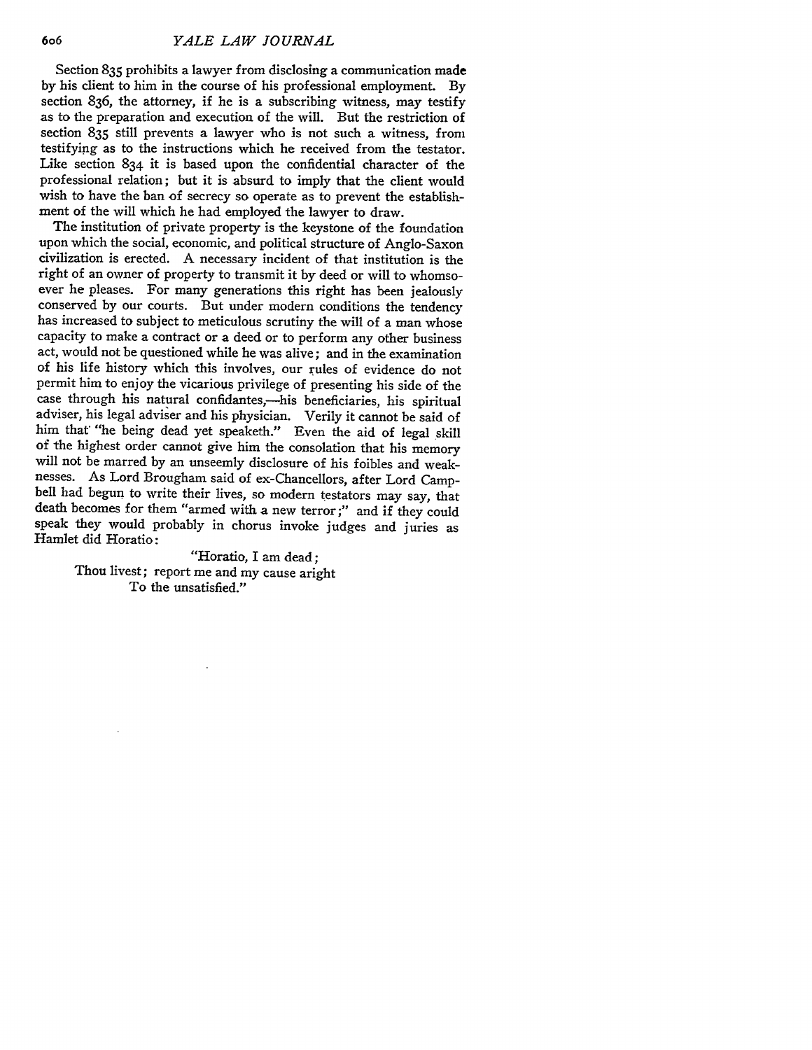Section 835 prohibits a lawyer from disclosing a communication made by his client to him in the course of his professional employment. By section 836, the attorney, if he is a subscribing witness, may testify as to the preparation and execution of the will. But the restriction of section 835 still prevents a lawyer who is not such a witness, from testifying as to the instructions which he received from the testator. Like section 834 it is based upon the confidential character of the professional relation; but it is absurd to imply that the client would wish to have the ban of secrecy so operate as to prevent the establishment of the will which he had employed the lawyer to draw.

The institution of private property is the keystone of the foundation upon which the social, economic, and political structure of Anglo-Saxon civilization is erected. A necessary incident of that institution is the right of an owner of property to transmit it by deed or will to whomsoever he pleases. For many generations this right has been jealously conserved by our courts. But under modern conditions the tendency has increased to subject to meticulous scrutiny the will of a man whose capacity to make a contract or a deed or to perform any other business act, would not be questioned while he was alive; and in the examination of his life history which this involves, our rules of evidence do not permit him to enjoy the vicarious privilege of presenting his side of the case through his natural confidantes,—his beneficiaries, his spiritual adviser, his legal adviser and his physician. Verily it cannot be said of him that "he being dead yet speaketh." Even the aid of legal skill of the highest order cannot give him the consolation that his memory will not be marred by an unseemly disclosure of his foibles and weaknesses. As Lord Brougham said of ex-Chancellors, after Lord Campbell had begun to write their lives, so modern testators may say, that death becomes for them "armed with a new terror;" and if they could speak they would probably in chorus invoke judges and juries as Hamlet did Horatio:

> "Horatio, I am dead;
> Thou livest; report me and my cause aright
> To the unsatisfied."